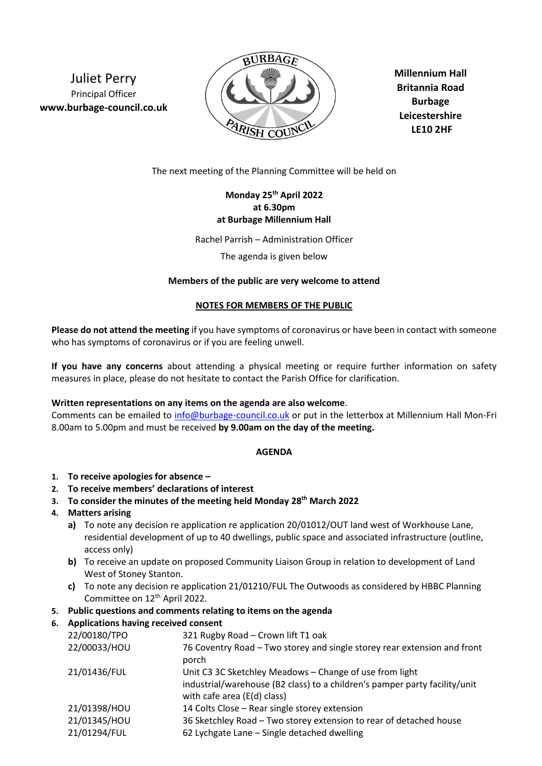Juliet Perry
Principal Officer
**www.burbage-council.co.uk**

**Millennium Hall**
**Britannia Road**
**Burbage**
**Leicestershire**
**LE10 2HF**

The next meeting of the Planning Committee will be held on

**Monday 25th April 2022**
**at 6.30pm**
**at Burbage Millennium Hall**

Rachel Parrish – Administration Officer

The agenda is given below

**Members of the public are very welcome to attend**

**NOTES FOR MEMBERS OF THE PUBLIC**

**Please do not attend the meeting** if you have symptoms of coronavirus or have been in contact with someone who has symptoms of coronavirus or if you are feeling unwell.

**If you have any concerns** about attending a physical meeting or require further information on safety measures in place, please do not hesitate to contact the Parish Office for clarification.

**Written representations on any items on the agenda are also welcome**.
Comments can be emailed to info@burbage-council.co.uk or put in the letterbox at Millennium Hall Mon-Fri 8.00am to 5.00pm and must be received **by 9.00am on the day of the meeting.**

## AGENDA

1. **To receive apologies for absence –**
2. **To receive members' declarations of interest**
3. **To consider the minutes of the meeting held Monday 28th March 2022**
4. **Matters arising**
   - **a)** To note any decision re application re application 20/01012/OUT land west of Workhouse Lane, residential development of up to 40 dwellings, public space and associated infrastructure (outline, access only)
   - **b)** To receive an update on proposed Community Liaison Group in relation to development of Land West of Stoney Stanton.
   - **c)** To note any decision re application 21/01210/FUL The Outwoods as considered by HBBC Planning Committee on 12th April 2022.
5. **Public questions and comments relating to items on the agenda**
6. **Applications having received consent**

| | |
|---|---|
| 22/00180/TPO | 321 Rugby Road – Crown lift T1 oak |
| 22/00033/HOU | 76 Coventry Road – Two storey and single storey rear extension and front porch |
| 21/01436/FUL | Unit C3 3C Sketchley Meadows – Change of use from light industrial/warehouse (B2 class) to a children's pamper party facility/unit with cafe area (E(d) class) |
| 21/01398/HOU | 14 Colts Close – Rear single storey extension |
| 21/01345/HOU | 36 Sketchley Road – Two storey extension to rear of detached house |
| 21/01294/FUL | 62 Lychgate Lane – Single detached dwelling |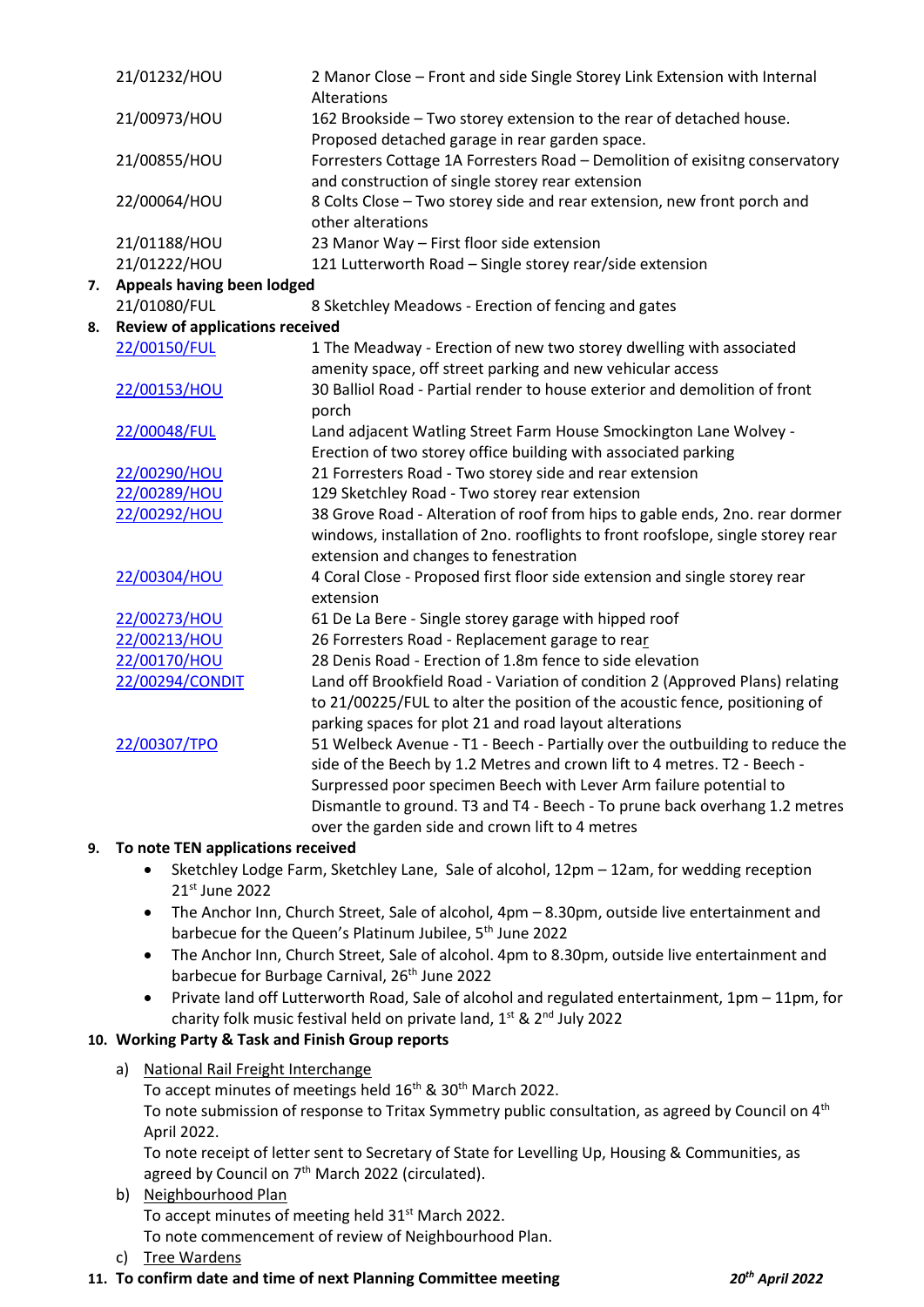| | |
|---|---|
| 21/01232/HOU | 2 Manor Close – Front and side Single Storey Link Extension with Internal Alterations |
| 21/00973/HOU | 162 Brookside – Two storey extension to the rear of detached house. Proposed detached garage in rear garden space. |
| 21/00855/HOU | Forresters Cottage 1A Forresters Road – Demolition of exisitng conservatory and construction of single storey rear extension |
| 22/00064/HOU | 8 Colts Close – Two storey side and rear extension, new front porch and other alterations |
| 21/01188/HOU | 23 Manor Way – First floor side extension |
| 21/01222/HOU | 121 Lutterworth Road – Single storey rear/side extension |

**7. Appeals having been lodged**

| | |
|---|---|
| 21/01080/FUL | 8 Sketchley Meadows - Erection of fencing and gates |

**8. Review of applications received**

| | |
|---|---|
| 22/00150/FUL | 1 The Meadway - Erection of new two storey dwelling with associated amenity space, off street parking and new vehicular access |
| 22/00153/HOU | 30 Balliol Road - Partial render to house exterior and demolition of front porch |
| 22/00048/FUL | Land adjacent Watling Street Farm House Smockington Lane Wolvey - Erection of two storey office building with associated parking |
| 22/00290/HOU | 21 Forresters Road - Two storey side and rear extension |
| 22/00289/HOU | 129 Sketchley Road - Two storey rear extension |
| 22/00292/HOU | 38 Grove Road - Alteration of roof from hips to gable ends, 2no. rear dormer windows, installation of 2no. rooflights to front roofslope, single storey rear extension and changes to fenestration |
| 22/00304/HOU | 4 Coral Close - Proposed first floor side extension and single storey rear extension |
| 22/00273/HOU | 61 De La Bere - Single storey garage with hipped roof |
| 22/00213/HOU | 26 Forresters Road - Replacement garage to rear |
| 22/00170/HOU | 28 Denis Road - Erection of 1.8m fence to side elevation |
| 22/00294/CONDIT | Land off Brookfield Road - Variation of condition 2 (Approved Plans) relating to 21/00225/FUL to alter the position of the acoustic fence, positioning of parking spaces for plot 21 and road layout alterations |
| 22/00307/TPO | 51 Welbeck Avenue - T1 - Beech - Partially over the outbuilding to reduce the side of the Beech by 1.2 Metres and crown lift to 4 metres. T2 - Beech - Surpressed poor specimen Beech with Lever Arm failure potential to Dismantle to ground. T3 and T4 - Beech - To prune back overhang 1.2 metres over the garden side and crown lift to 4 metres |

**9. To note TEN applications received**

- Sketchley Lodge Farm, Sketchley Lane, Sale of alcohol, 12pm – 12am, for wedding reception 21st June 2022
- The Anchor Inn, Church Street, Sale of alcohol, 4pm – 8.30pm, outside live entertainment and barbecue for the Queen's Platinum Jubilee, 5th June 2022
- The Anchor Inn, Church Street, Sale of alcohol. 4pm to 8.30pm, outside live entertainment and barbecue for Burbage Carnival, 26th June 2022
- Private land off Lutterworth Road, Sale of alcohol and regulated entertainment, 1pm – 11pm, for charity folk music festival held on private land, 1st & 2nd July 2022

**10. Working Party & Task and Finish Group reports**

a) National Rail Freight Interchange
To accept minutes of meetings held 16th & 30th March 2022.
To note submission of response to Tritax Symmetry public consultation, as agreed by Council on 4th April 2022.
To note receipt of letter sent to Secretary of State for Levelling Up, Housing & Communities, as agreed by Council on 7th March 2022 (circulated).

b) Neighbourhood Plan
To accept minutes of meeting held 31st March 2022.
To note commencement of review of Neighbourhood Plan.

c) Tree Wardens

**11. To confirm date and time of next Planning Committee meeting** *20th April 2022*